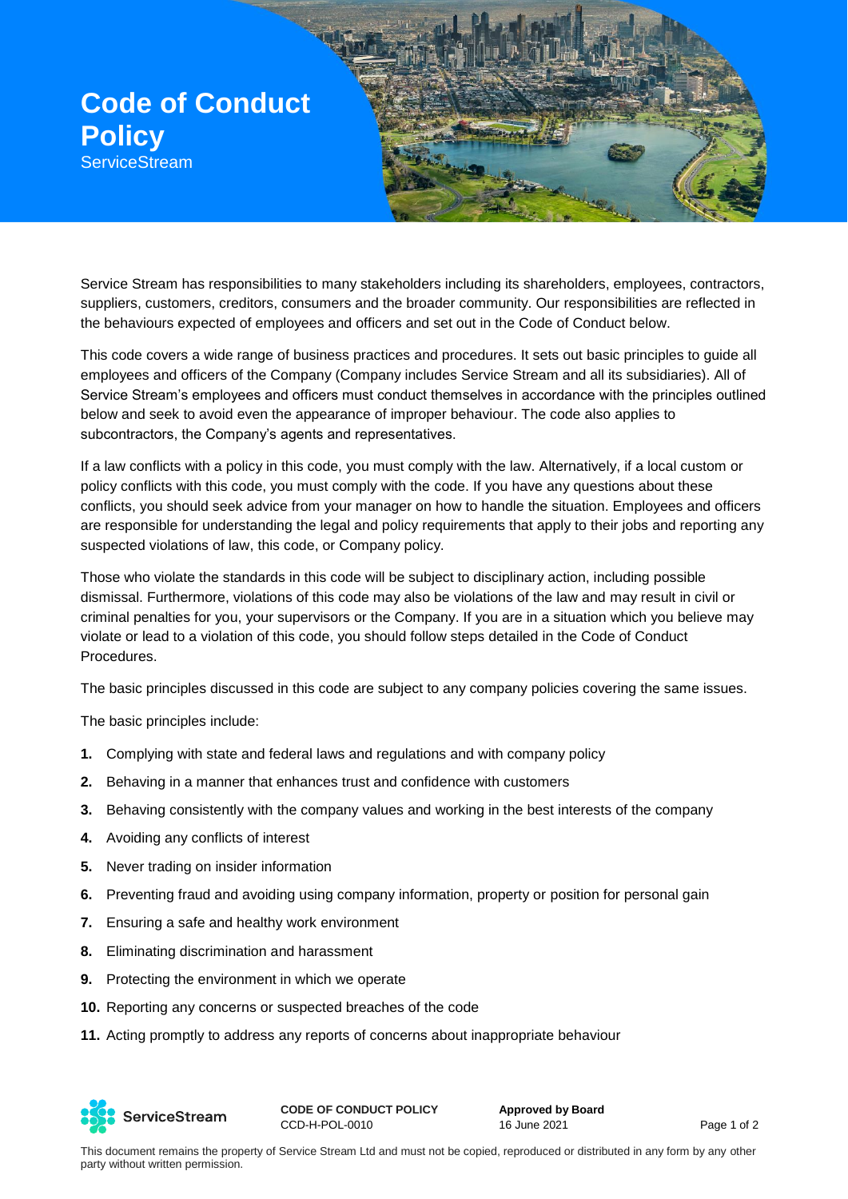# Code of Conduct Policy

ServiceStream

Service Stream has responsibilities to many stakeholders including its shareholders, employees, contractors, suppliers, customers, creditors, consumers and the broader community. Our responsibilities are reflected in the behaviours expected of employees and officers and set out in the Code of Conduct below.

This code covers a wide range of business practices and procedures. It sets out basic principles to guide all employees and officers of the Company (Company includes Service Stream and all its subsidiaries). All of Service Stream's employees and officers must conduct themselves in accordance with the principles outlined below and seek to avoid even the appearance of improper behaviour. The code also applies to subcontractors, the Company's agents and representatives.

If a law conflicts with a policy in this code, you must comply with the law. Alternatively, if a local custom or policy conflicts with this code, you must comply with the code. If you have any questions about these conflicts, you should seek advice from your manager on how to handle the situation. Employees and officers are responsible for understanding the legal and policy requirements that apply to their jobs and reporting any suspected violations of law, this code, or Company policy.

Those who violate the standards in this code will be subject to disciplinary action, including possible dismissal. Furthermore, violations of this code may also be violations of the law and may result in civil or criminal penalties for you, your supervisors or the Company. If you are in a situation which you believe may violate or lead to a violation of this code, you should follow steps detailed in the Code of Conduct Procedures.

The basic principles discussed in this code are subject to any company policies covering the same issues.

The basic principles include:

1. Complying with state and federal laws and regulations and with company policy
2. Behaving in a manner that enhances trust and confidence with customers
3. Behaving consistently with the company values and working in the best interests of the company
4. Avoiding any conflicts of interest
5. Never trading on insider information
6. Preventing fraud and avoiding using company information, property or position for personal gain
7. Ensuring a safe and healthy work environment
8. Eliminating discrimination and harassment
9. Protecting the environment in which we operate
10. Reporting any concerns or suspected breaches of the code
11. Acting promptly to address any reports of concerns about inappropriate behaviour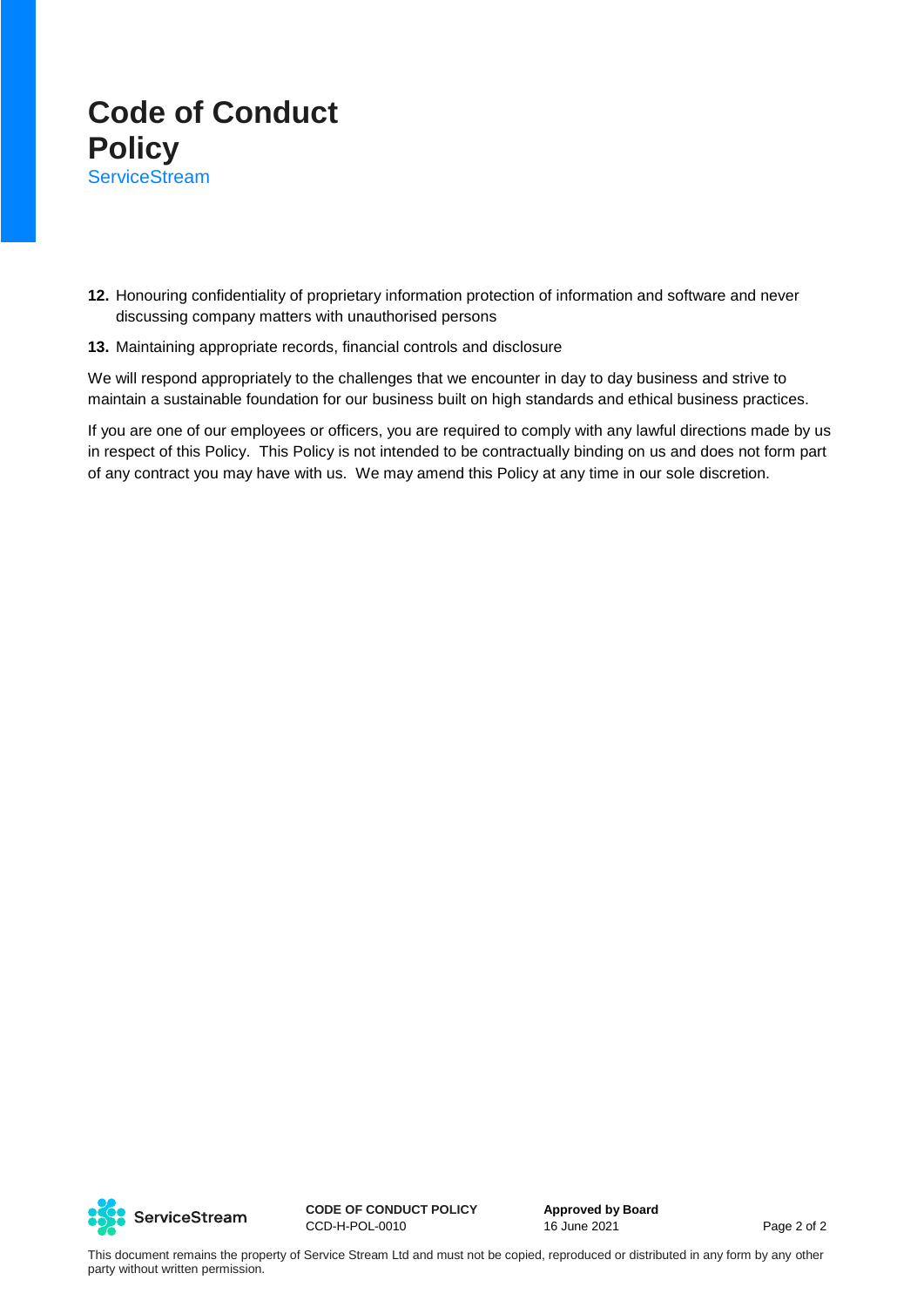12. Honouring confidentiality of proprietary information protection of information and software and never discussing company matters with unauthorised persons
13. Maintaining appropriate records, financial controls and disclosure

We will respond appropriately to the challenges that we encounter in day to day business and strive to maintain a sustainable foundation for our business built on high standards and ethical business practices.

If you are one of our employees or officers, you are required to comply with any lawful directions made by us in respect of this Policy. This Policy is not intended to be contractually binding on us and does not form part of any contract you may have with us. We may amend this Policy at any time in our sole discretion.